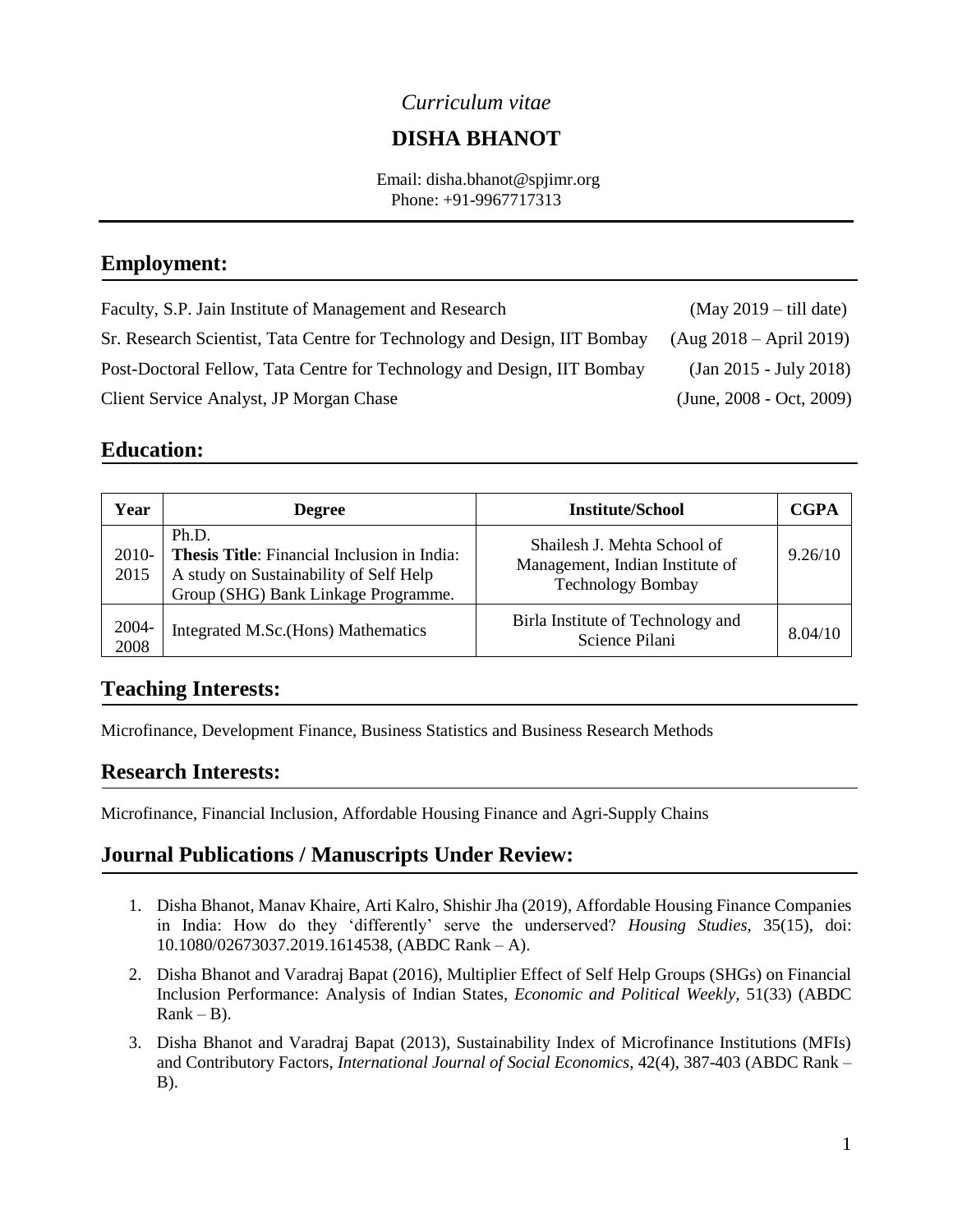*Curriculum vitae*

# DISHA BHANOT

Email: disha.bhanot@spjimr.org
Phone: +91-9967717313

## Employment:

Faculty, S.P. Jain Institute of Management and Research (May 2019 – till date)

Sr. Research Scientist, Tata Centre for Technology and Design, IIT Bombay (Aug 2018 – April 2019)

Post-Doctoral Fellow, Tata Centre for Technology and Design, IIT Bombay (Jan 2015 - July 2018)

Client Service Analyst, JP Morgan Chase (June, 2008 - Oct, 2009)

## Education:

| Year | Degree | Institute/School | CGPA |
|---|---|---|---|
| 2010-2015 | Ph.D. **Thesis Title**: Financial Inclusion in India: A study on Sustainability of Self Help Group (SHG) Bank Linkage Programme. | Shailesh J. Mehta School of Management, Indian Institute of Technology Bombay | 9.26/10 |
| 2004-2008 | Integrated M.Sc.(Hons) Mathematics | Birla Institute of Technology and Science Pilani | 8.04/10 |

## Teaching Interests:

Microfinance, Development Finance, Business Statistics and Business Research Methods

## Research Interests:

Microfinance, Financial Inclusion, Affordable Housing Finance and Agri-Supply Chains

## Journal Publications / Manuscripts Under Review:

1. Disha Bhanot, Manav Khaire, Arti Kalro, Shishir Jha (2019), Affordable Housing Finance Companies in India: How do they 'differently' serve the underserved? *Housing Studies*, 35(15), doi: 10.1080/02673037.2019.1614538, (ABDC Rank – A).
2. Disha Bhanot and Varadraj Bapat (2016), Multiplier Effect of Self Help Groups (SHGs) on Financial Inclusion Performance: Analysis of Indian States, *Economic and Political Weekly*, 51(33) (ABDC Rank – B).
3. Disha Bhanot and Varadraj Bapat (2013), Sustainability Index of Microfinance Institutions (MFIs) and Contributory Factors, *International Journal of Social Economics*, 42(4), 387-403 (ABDC Rank – B).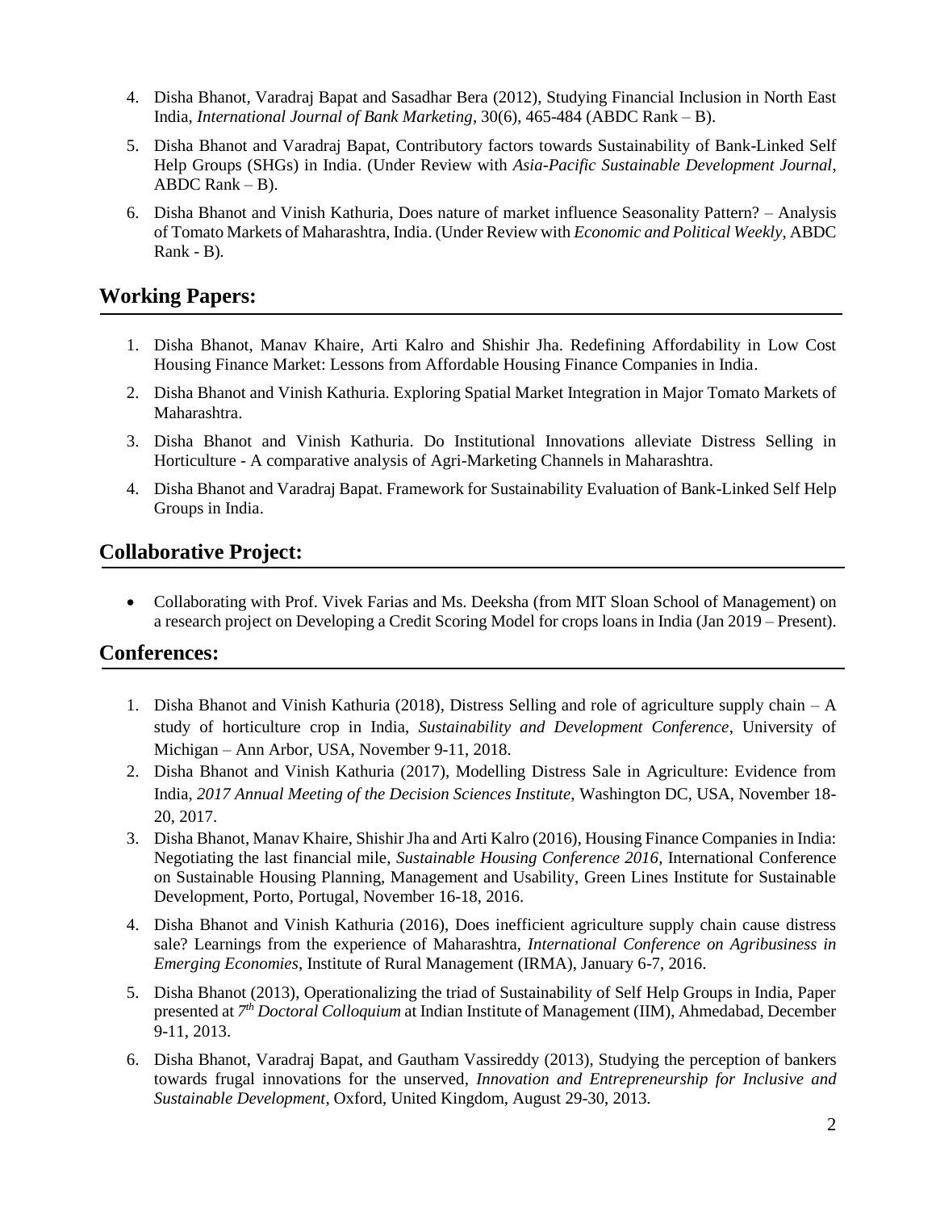4. Disha Bhanot, Varadraj Bapat and Sasadhar Bera (2012), Studying Financial Inclusion in North East India, *International Journal of Bank Marketing*, 30(6), 465-484 (ABDC Rank – B).
5. Disha Bhanot and Varadraj Bapat, Contributory factors towards Sustainability of Bank-Linked Self Help Groups (SHGs) in India. (Under Review with *Asia-Pacific Sustainable Development Journal*, ABDC Rank – B).
6. Disha Bhanot and Vinish Kathuria, Does nature of market influence Seasonality Pattern? – Analysis of Tomato Markets of Maharashtra, India. (Under Review with *Economic and Political Weekly*, ABDC Rank - B).

## Working Papers:

1. Disha Bhanot, Manav Khaire, Arti Kalro and Shishir Jha. Redefining Affordability in Low Cost Housing Finance Market: Lessons from Affordable Housing Finance Companies in India.
2. Disha Bhanot and Vinish Kathuria. Exploring Spatial Market Integration in Major Tomato Markets of Maharashtra.
3. Disha Bhanot and Vinish Kathuria. Do Institutional Innovations alleviate Distress Selling in Horticulture - A comparative analysis of Agri-Marketing Channels in Maharashtra.
4. Disha Bhanot and Varadraj Bapat. Framework for Sustainability Evaluation of Bank-Linked Self Help Groups in India.

## Collaborative Project:

- Collaborating with Prof. Vivek Farias and Ms. Deeksha (from MIT Sloan School of Management) on a research project on Developing a Credit Scoring Model for crops loans in India (Jan 2019 – Present).

## Conferences:

1. Disha Bhanot and Vinish Kathuria (2018), Distress Selling and role of agriculture supply chain – A study of horticulture crop in India, *Sustainability and Development Conference*, University of Michigan – Ann Arbor, USA, November 9-11, 2018.
2. Disha Bhanot and Vinish Kathuria (2017), Modelling Distress Sale in Agriculture: Evidence from India, *2017 Annual Meeting of the Decision Sciences Institute*, Washington DC, USA, November 18-20, 2017.
3. Disha Bhanot, Manav Khaire, Shishir Jha and Arti Kalro (2016), Housing Finance Companies in India: Negotiating the last financial mile, *Sustainable Housing Conference 2016*, International Conference on Sustainable Housing Planning, Management and Usability, Green Lines Institute for Sustainable Development, Porto, Portugal, November 16-18, 2016.
4. Disha Bhanot and Vinish Kathuria (2016), Does inefficient agriculture supply chain cause distress sale? Learnings from the experience of Maharashtra, *International Conference on Agribusiness in Emerging Economies*, Institute of Rural Management (IRMA), January 6-7, 2016.
5. Disha Bhanot (2013), Operationalizing the triad of Sustainability of Self Help Groups in India, Paper presented at *7th Doctoral Colloquium* at Indian Institute of Management (IIM), Ahmedabad, December 9-11, 2013.
6. Disha Bhanot, Varadraj Bapat, and Gautham Vassireddy (2013), Studying the perception of bankers towards frugal innovations for the unserved, *Innovation and Entrepreneurship for Inclusive and Sustainable Development*, Oxford, United Kingdom, August 29-30, 2013.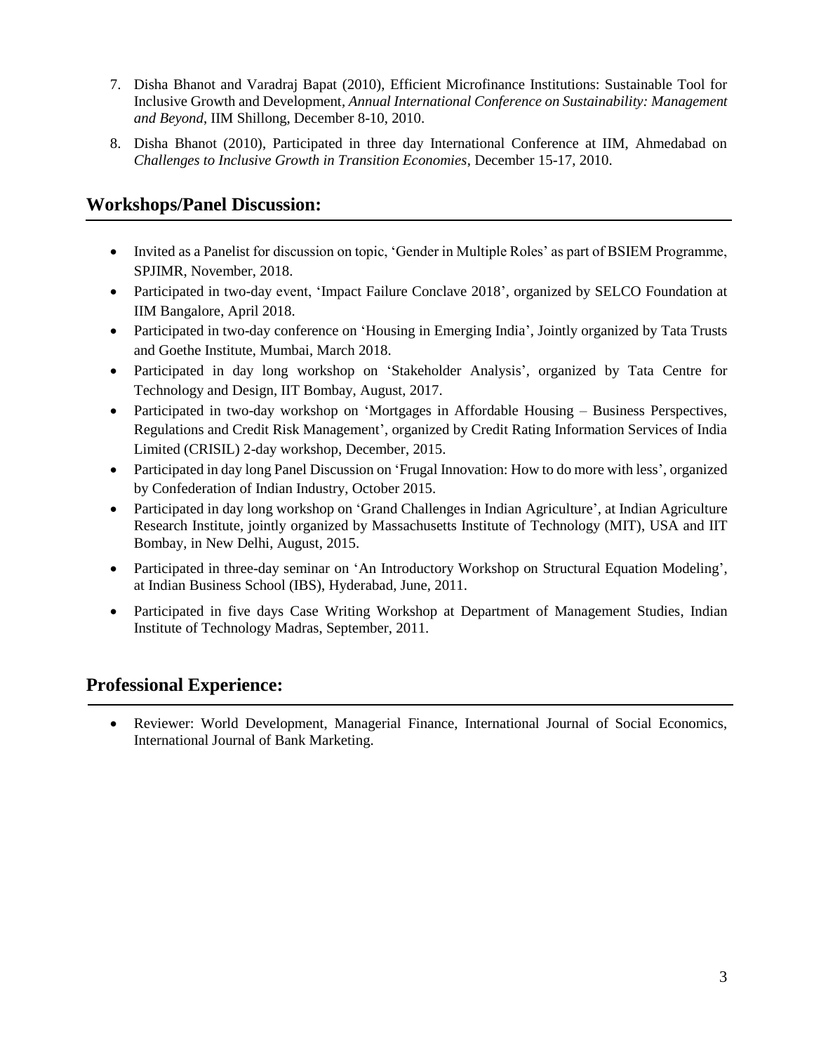7. Disha Bhanot and Varadraj Bapat (2010), Efficient Microfinance Institutions: Sustainable Tool for Inclusive Growth and Development, *Annual International Conference on Sustainability: Management and Beyond*, IIM Shillong, December 8-10, 2010.
8. Disha Bhanot (2010), Participated in three day International Conference at IIM, Ahmedabad on *Challenges to Inclusive Growth in Transition Economies*, December 15-17, 2010.

## Workshops/Panel Discussion:

- Invited as a Panelist for discussion on topic, 'Gender in Multiple Roles' as part of BSIEM Programme, SPJIMR, November, 2018.
- Participated in two-day event, 'Impact Failure Conclave 2018', organized by SELCO Foundation at IIM Bangalore, April 2018.
- Participated in two-day conference on 'Housing in Emerging India', Jointly organized by Tata Trusts and Goethe Institute, Mumbai, March 2018.
- Participated in day long workshop on 'Stakeholder Analysis', organized by Tata Centre for Technology and Design, IIT Bombay, August, 2017.
- Participated in two-day workshop on 'Mortgages in Affordable Housing – Business Perspectives, Regulations and Credit Risk Management', organized by Credit Rating Information Services of India Limited (CRISIL) 2-day workshop, December, 2015.
- Participated in day long Panel Discussion on 'Frugal Innovation: How to do more with less', organized by Confederation of Indian Industry, October 2015.
- Participated in day long workshop on 'Grand Challenges in Indian Agriculture', at Indian Agriculture Research Institute, jointly organized by Massachusetts Institute of Technology (MIT), USA and IIT Bombay, in New Delhi, August, 2015.
- Participated in three-day seminar on 'An Introductory Workshop on Structural Equation Modeling', at Indian Business School (IBS), Hyderabad, June, 2011.
- Participated in five days Case Writing Workshop at Department of Management Studies, Indian Institute of Technology Madras, September, 2011.

## Professional Experience:

- Reviewer: World Development, Managerial Finance, International Journal of Social Economics, International Journal of Bank Marketing.